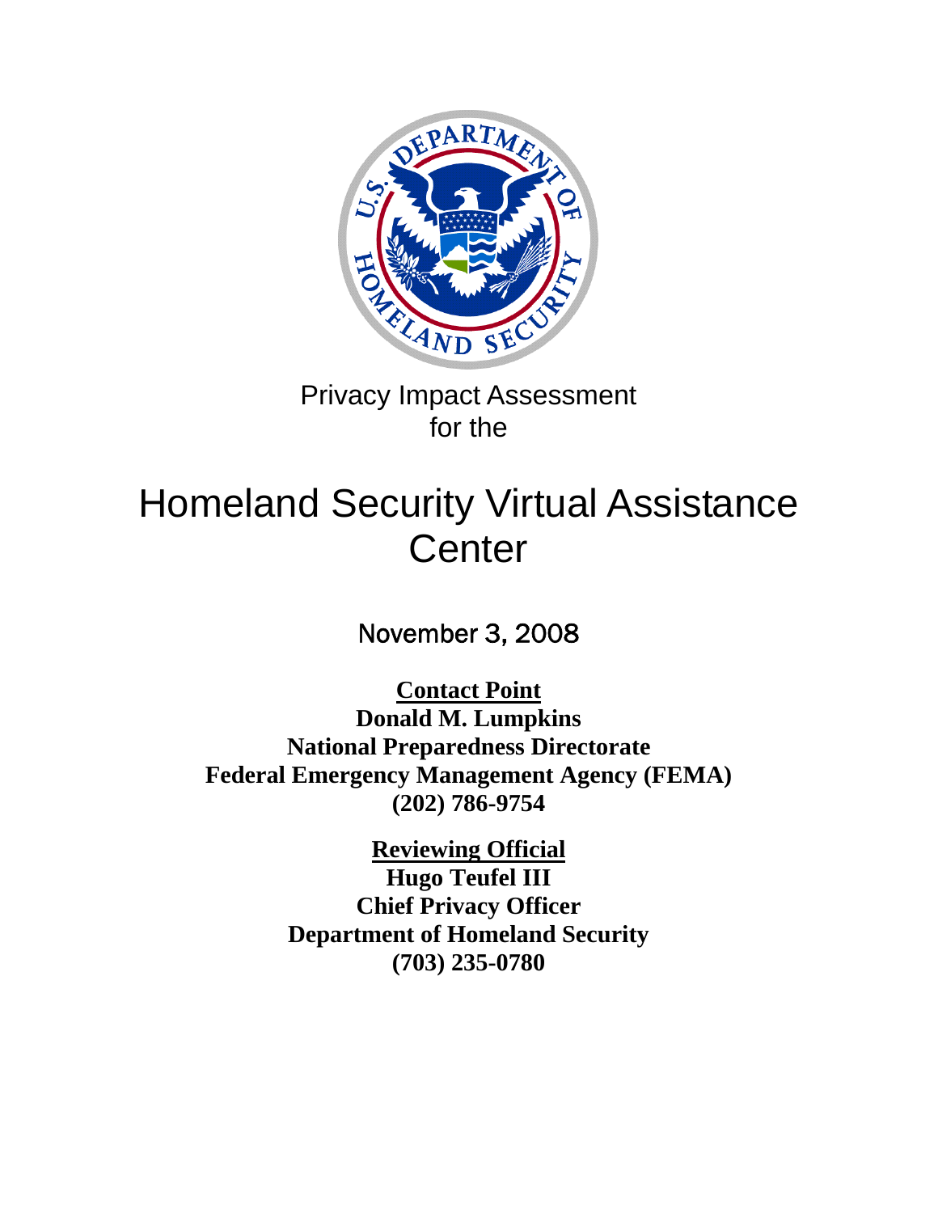Privacy Impact Assessment
for the

# Homeland Security Virtual Assistance Center

November 3, 2008

**Contact Point**
**Donald M. Lumpkins**
**National Preparedness Directorate**
**Federal Emergency Management Agency (FEMA)**
**(202) 786-9754**

**Reviewing Official**
**Hugo Teufel III**
**Chief Privacy Officer**
**Department of Homeland Security**
**(703) 235-0780**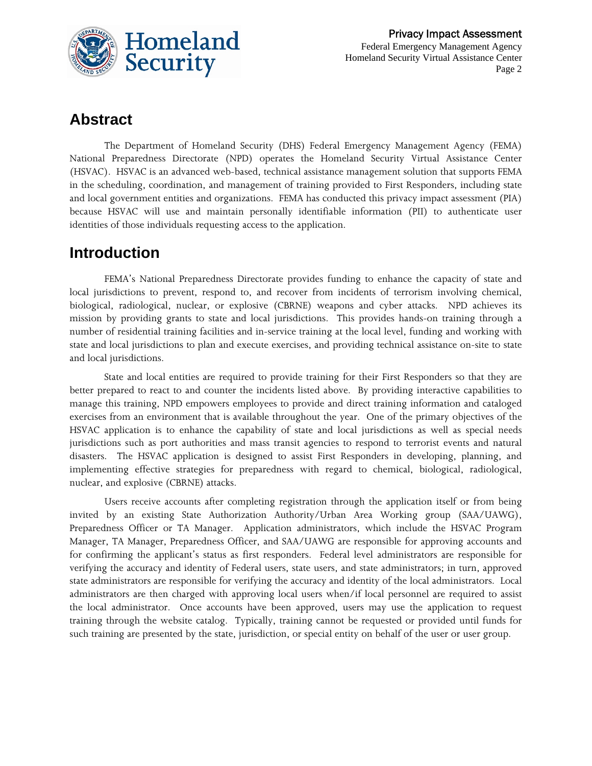## Abstract

The Department of Homeland Security (DHS) Federal Emergency Management Agency (FEMA) National Preparedness Directorate (NPD) operates the Homeland Security Virtual Assistance Center (HSVAC). HSVAC is an advanced web-based, technical assistance management solution that supports FEMA in the scheduling, coordination, and management of training provided to First Responders, including state and local government entities and organizations. FEMA has conducted this privacy impact assessment (PIA) because HSVAC will use and maintain personally identifiable information (PII) to authenticate user identities of those individuals requesting access to the application.

## Introduction

FEMA's National Preparedness Directorate provides funding to enhance the capacity of state and local jurisdictions to prevent, respond to, and recover from incidents of terrorism involving chemical, biological, radiological, nuclear, or explosive (CBRNE) weapons and cyber attacks. NPD achieves its mission by providing grants to state and local jurisdictions. This provides hands-on training through a number of residential training facilities and in-service training at the local level, funding and working with state and local jurisdictions to plan and execute exercises, and providing technical assistance on-site to state and local jurisdictions.

State and local entities are required to provide training for their First Responders so that they are better prepared to react to and counter the incidents listed above. By providing interactive capabilities to manage this training, NPD empowers employees to provide and direct training information and cataloged exercises from an environment that is available throughout the year. One of the primary objectives of the HSVAC application is to enhance the capability of state and local jurisdictions as well as special needs jurisdictions such as port authorities and mass transit agencies to respond to terrorist events and natural disasters. The HSVAC application is designed to assist First Responders in developing, planning, and implementing effective strategies for preparedness with regard to chemical, biological, radiological, nuclear, and explosive (CBRNE) attacks.

Users receive accounts after completing registration through the application itself or from being invited by an existing State Authorization Authority/Urban Area Working group (SAA/UAWG), Preparedness Officer or TA Manager. Application administrators, which include the HSVAC Program Manager, TA Manager, Preparedness Officer, and SAA/UAWG are responsible for approving accounts and for confirming the applicant's status as first responders. Federal level administrators are responsible for verifying the accuracy and identity of Federal users, state users, and state administrators; in turn, approved state administrators are responsible for verifying the accuracy and identity of the local administrators. Local administrators are then charged with approving local users when/if local personnel are required to assist the local administrator. Once accounts have been approved, users may use the application to request training through the website catalog. Typically, training cannot be requested or provided until funds for such training are presented by the state, jurisdiction, or special entity on behalf of the user or user group.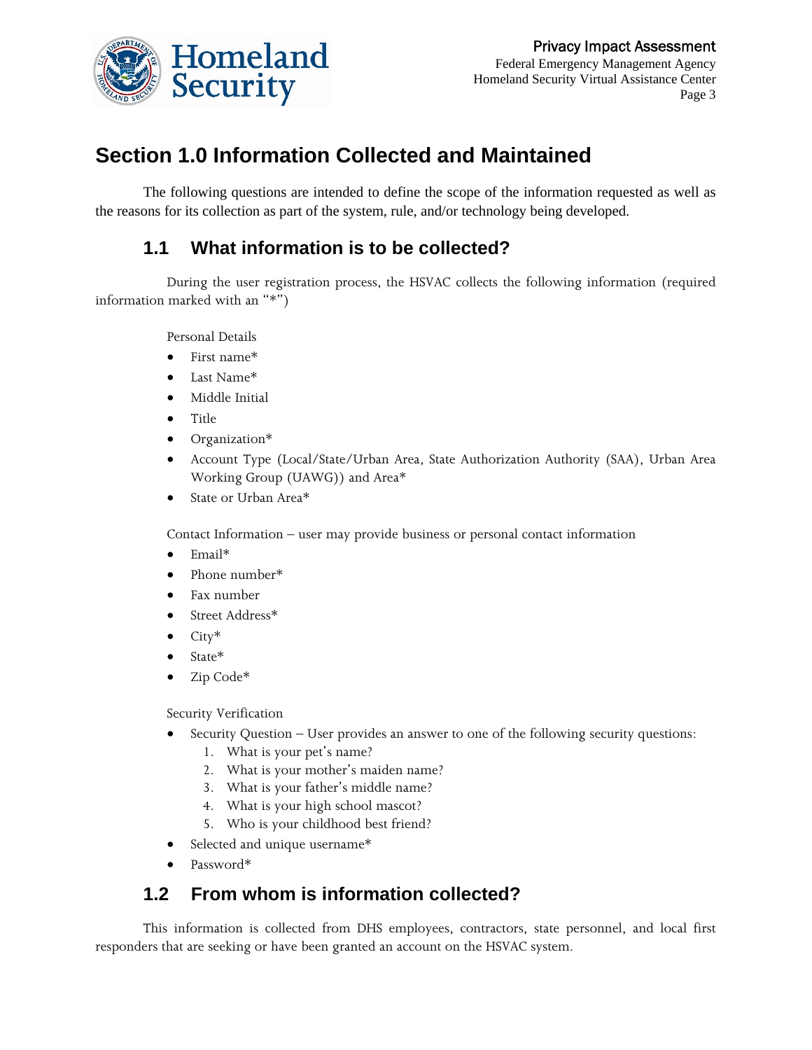# Section 1.0 Information Collected and Maintained

The following questions are intended to define the scope of the information requested as well as the reasons for its collection as part of the system, rule, and/or technology being developed.

## 1.1 What information is to be collected?

During the user registration process, the HSVAC collects the following information (required information marked with an "*")

Personal Details

- First name*
- Last Name*
- Middle Initial
- Title
- Organization*
- Account Type (Local/State/Urban Area, State Authorization Authority (SAA), Urban Area Working Group (UAWG)) and Area*
- State or Urban Area*

Contact Information – user may provide business or personal contact information

- Email*
- Phone number*
- Fax number
- Street Address*
- City*
- State*
- Zip Code*

Security Verification

- Security Question – User provides an answer to one of the following security questions:
    1. What is your pet's name?
    2. What is your mother's maiden name?
    3. What is your father's middle name?
    4. What is your high school mascot?
    5. Who is your childhood best friend?
- Selected and unique username*
- Password*

## 1.2 From whom is information collected?

This information is collected from DHS employees, contractors, state personnel, and local first responders that are seeking or have been granted an account on the HSVAC system.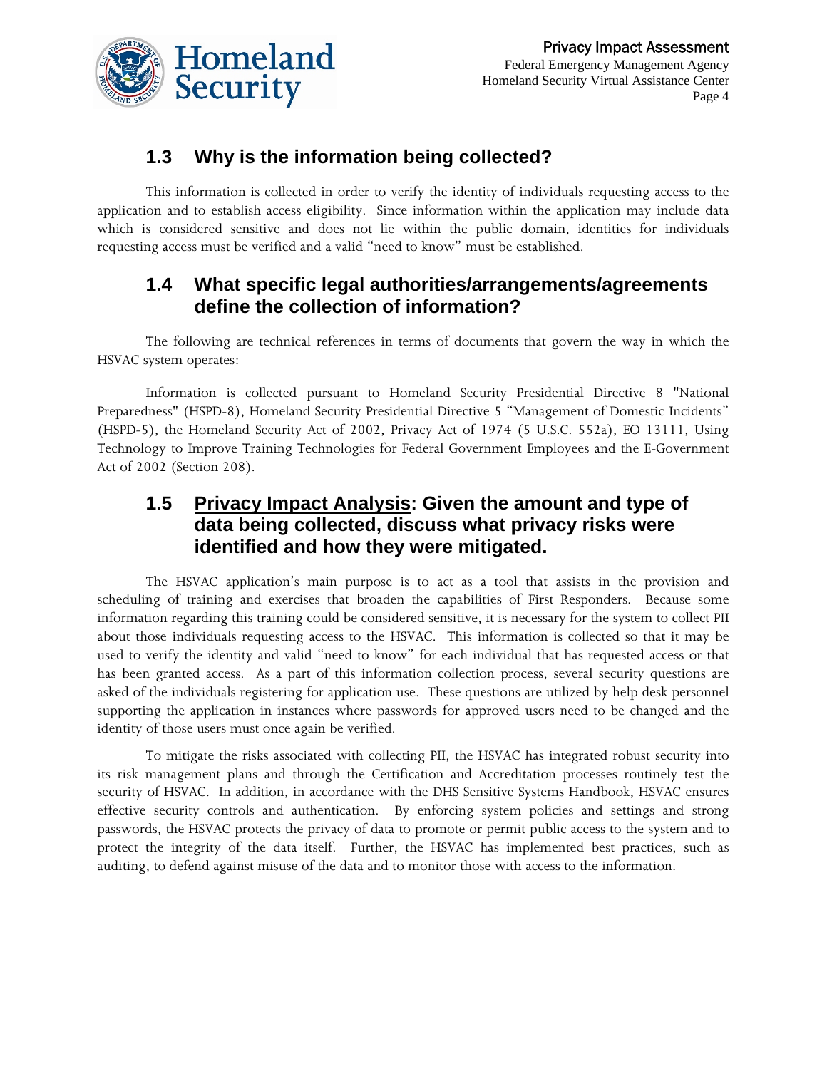## 1.3 Why is the information being collected?

This information is collected in order to verify the identity of individuals requesting access to the application and to establish access eligibility. Since information within the application may include data which is considered sensitive and does not lie within the public domain, identities for individuals requesting access must be verified and a valid "need to know" must be established.

## 1.4 What specific legal authorities/arrangements/agreements define the collection of information?

The following are technical references in terms of documents that govern the way in which the HSVAC system operates:

Information is collected pursuant to Homeland Security Presidential Directive 8 "National Preparedness" (HSPD-8), Homeland Security Presidential Directive 5 "Management of Domestic Incidents" (HSPD-5), the Homeland Security Act of 2002, Privacy Act of 1974 (5 U.S.C. 552a), EO 13111, Using Technology to Improve Training Technologies for Federal Government Employees and the E-Government Act of 2002 (Section 208).

## 1.5 <u>Privacy Impact Analysis</u>: Given the amount and type of data being collected, discuss what privacy risks were identified and how they were mitigated.

The HSVAC application's main purpose is to act as a tool that assists in the provision and scheduling of training and exercises that broaden the capabilities of First Responders. Because some information regarding this training could be considered sensitive, it is necessary for the system to collect PII about those individuals requesting access to the HSVAC. This information is collected so that it may be used to verify the identity and valid "need to know" for each individual that has requested access or that has been granted access. As a part of this information collection process, several security questions are asked of the individuals registering for application use. These questions are utilized by help desk personnel supporting the application in instances where passwords for approved users need to be changed and the identity of those users must once again be verified.

To mitigate the risks associated with collecting PII, the HSVAC has integrated robust security into its risk management plans and through the Certification and Accreditation processes routinely test the security of HSVAC. In addition, in accordance with the DHS Sensitive Systems Handbook, HSVAC ensures effective security controls and authentication. By enforcing system policies and settings and strong passwords, the HSVAC protects the privacy of data to promote or permit public access to the system and to protect the integrity of the data itself. Further, the HSVAC has implemented best practices, such as auditing, to defend against misuse of the data and to monitor those with access to the information.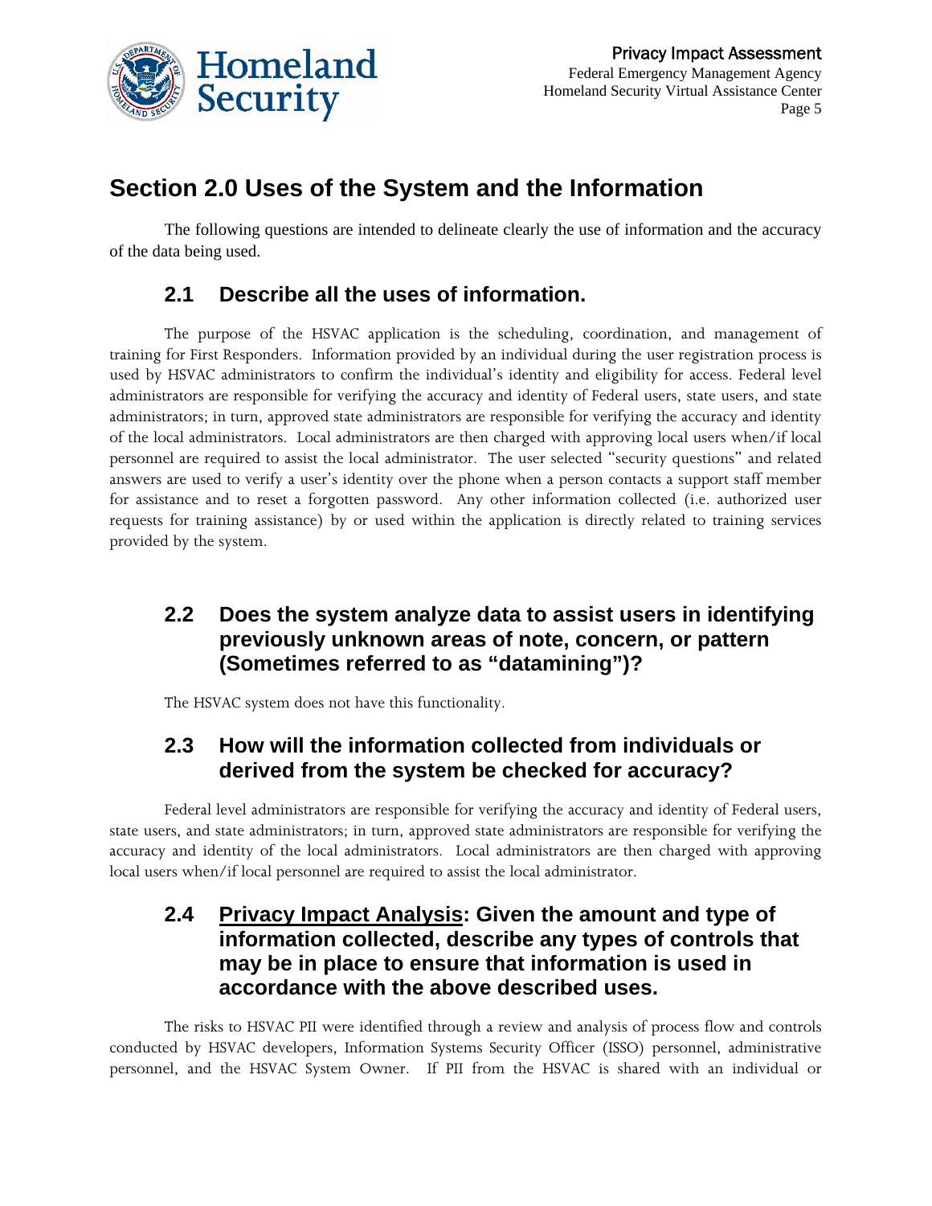# Section 2.0 Uses of the System and the Information

The following questions are intended to delineate clearly the use of information and the accuracy of the data being used.

## 2.1 Describe all the uses of information.

The purpose of the HSVAC application is the scheduling, coordination, and management of training for First Responders. Information provided by an individual during the user registration process is used by HSVAC administrators to confirm the individual's identity and eligibility for access. Federal level administrators are responsible for verifying the accuracy and identity of Federal users, state users, and state administrators; in turn, approved state administrators are responsible for verifying the accuracy and identity of the local administrators. Local administrators are then charged with approving local users when/if local personnel are required to assist the local administrator. The user selected "security questions" and related answers are used to verify a user's identity over the phone when a person contacts a support staff member for assistance and to reset a forgotten password. Any other information collected (i.e. authorized user requests for training assistance) by or used within the application is directly related to training services provided by the system.

## 2.2 Does the system analyze data to assist users in identifying previously unknown areas of note, concern, or pattern (Sometimes referred to as "datamining")?

The HSVAC system does not have this functionality.

## 2.3 How will the information collected from individuals or derived from the system be checked for accuracy?

Federal level administrators are responsible for verifying the accuracy and identity of Federal users, state users, and state administrators; in turn, approved state administrators are responsible for verifying the accuracy and identity of the local administrators. Local administrators are then charged with approving local users when/if local personnel are required to assist the local administrator.

## 2.4 Privacy Impact Analysis: Given the amount and type of information collected, describe any types of controls that may be in place to ensure that information is used in accordance with the above described uses.

The risks to HSVAC PII were identified through a review and analysis of process flow and controls conducted by HSVAC developers, Information Systems Security Officer (ISSO) personnel, administrative personnel, and the HSVAC System Owner. If PII from the HSVAC is shared with an individual or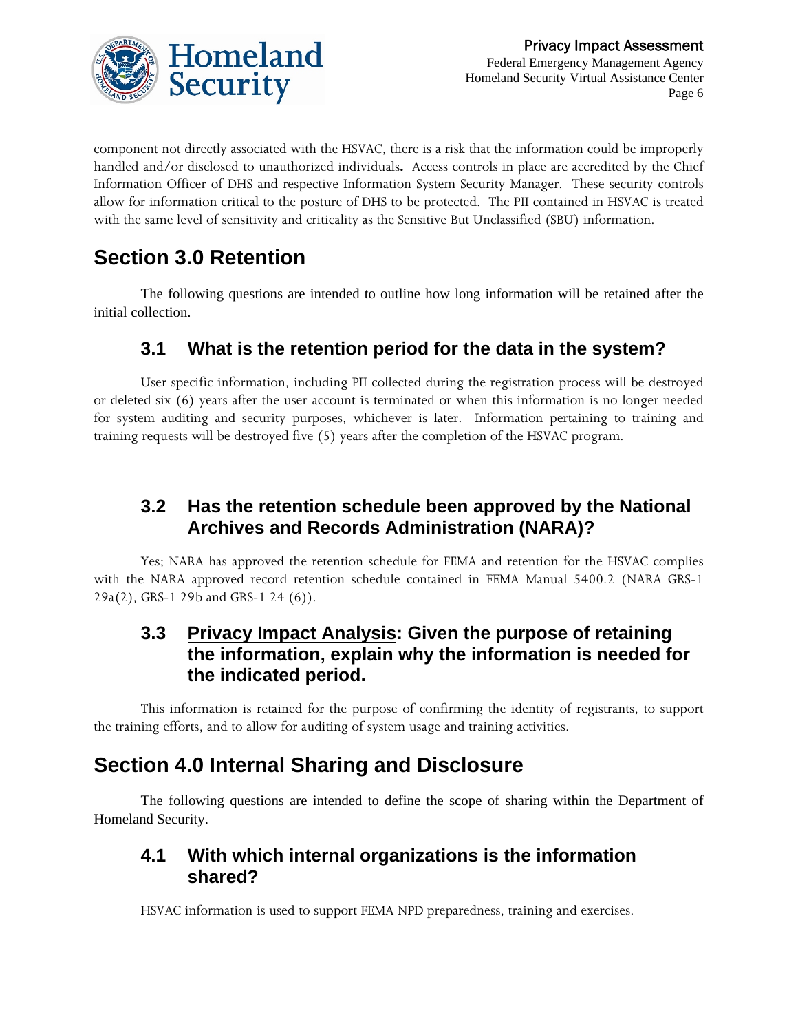component not directly associated with the HSVAC, there is a risk that the information could be improperly handled and/or disclosed to unauthorized individuals**.** Access controls in place are accredited by the Chief Information Officer of DHS and respective Information System Security Manager. These security controls allow for information critical to the posture of DHS to be protected. The PII contained in HSVAC is treated with the same level of sensitivity and criticality as the Sensitive But Unclassified (SBU) information.

# Section 3.0 Retention

The following questions are intended to outline how long information will be retained after the initial collection.

## 3.1 What is the retention period for the data in the system?

User specific information, including PII collected during the registration process will be destroyed or deleted six (6) years after the user account is terminated or when this information is no longer needed for system auditing and security purposes, whichever is later. Information pertaining to training and training requests will be destroyed five (5) years after the completion of the HSVAC program.

## 3.2 Has the retention schedule been approved by the National Archives and Records Administration (NARA)?

Yes; NARA has approved the retention schedule for FEMA and retention for the HSVAC complies with the NARA approved record retention schedule contained in FEMA Manual 5400.2 (NARA GRS-1 29a(2), GRS-1 29b and GRS-1 24 (6)).

## 3.3 Privacy Impact Analysis: Given the purpose of retaining the information, explain why the information is needed for the indicated period.

This information is retained for the purpose of confirming the identity of registrants, to support the training efforts, and to allow for auditing of system usage and training activities.

# Section 4.0 Internal Sharing and Disclosure

The following questions are intended to define the scope of sharing within the Department of Homeland Security.

## 4.1 With which internal organizations is the information shared?

HSVAC information is used to support FEMA NPD preparedness, training and exercises.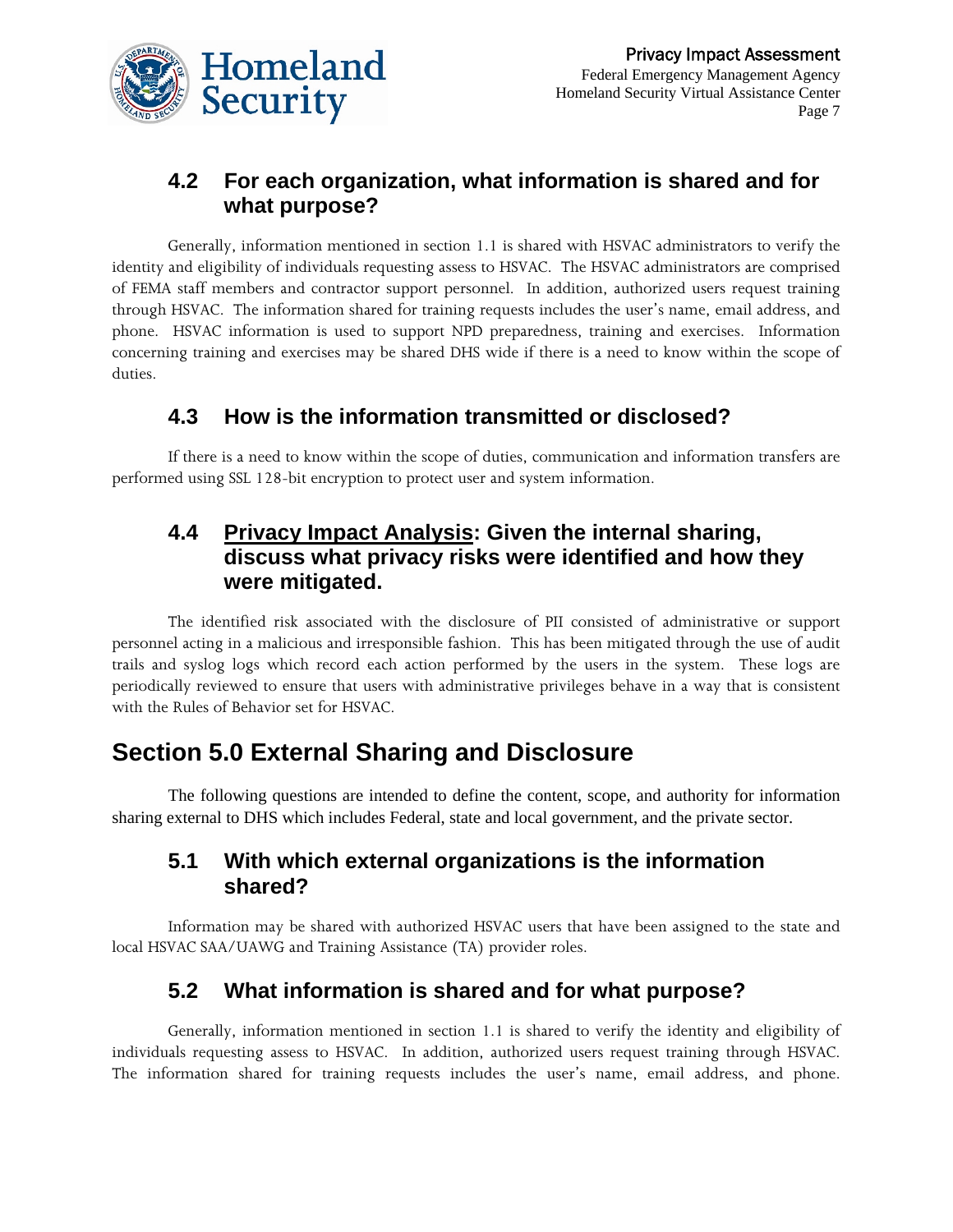### 4.2 For each organization, what information is shared and for what purpose?

Generally, information mentioned in section 1.1 is shared with HSVAC administrators to verify the identity and eligibility of individuals requesting assess to HSVAC. The HSVAC administrators are comprised of FEMA staff members and contractor support personnel. In addition, authorized users request training through HSVAC. The information shared for training requests includes the user's name, email address, and phone. HSVAC information is used to support NPD preparedness, training and exercises. Information concerning training and exercises may be shared DHS wide if there is a need to know within the scope of duties.

### 4.3 How is the information transmitted or disclosed?

If there is a need to know within the scope of duties, communication and information transfers are performed using SSL 128-bit encryption to protect user and system information.

### 4.4 Privacy Impact Analysis: Given the internal sharing, discuss what privacy risks were identified and how they were mitigated.

The identified risk associated with the disclosure of PII consisted of administrative or support personnel acting in a malicious and irresponsible fashion. This has been mitigated through the use of audit trails and syslog logs which record each action performed by the users in the system. These logs are periodically reviewed to ensure that users with administrative privileges behave in a way that is consistent with the Rules of Behavior set for HSVAC.

## Section 5.0 External Sharing and Disclosure

The following questions are intended to define the content, scope, and authority for information sharing external to DHS which includes Federal, state and local government, and the private sector.

### 5.1 With which external organizations is the information shared?

Information may be shared with authorized HSVAC users that have been assigned to the state and local HSVAC SAA/UAWG and Training Assistance (TA) provider roles.

### 5.2 What information is shared and for what purpose?

Generally, information mentioned in section 1.1 is shared to verify the identity and eligibility of individuals requesting assess to HSVAC. In addition, authorized users request training through HSVAC. The information shared for training requests includes the user's name, email address, and phone.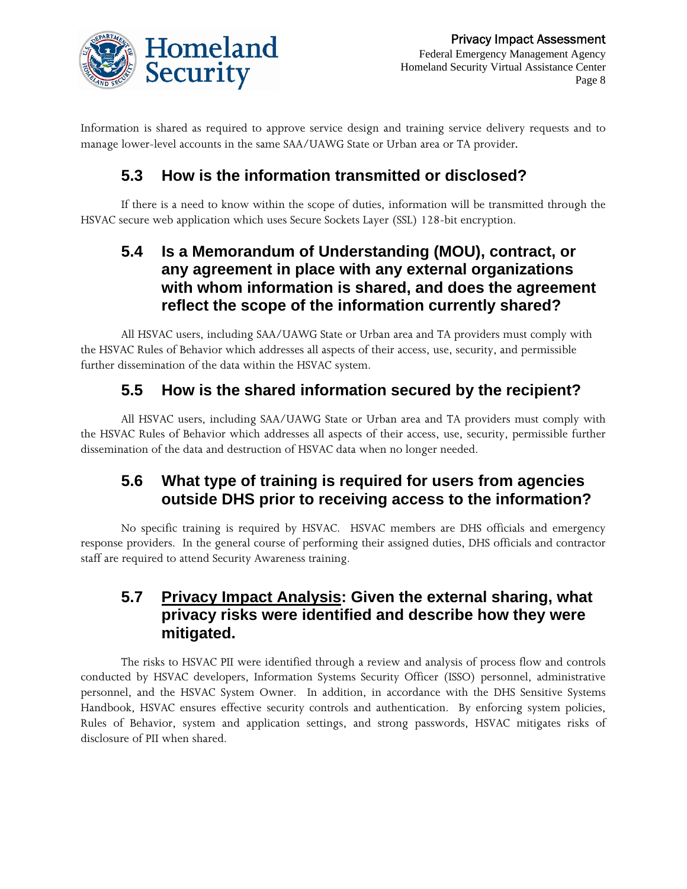Information is shared as required to approve service design and training service delivery requests and to manage lower-level accounts in the same SAA/UAWG State or Urban area or TA provider.

## 5.3 How is the information transmitted or disclosed?

If there is a need to know within the scope of duties, information will be transmitted through the HSVAC secure web application which uses Secure Sockets Layer (SSL) 128-bit encryption.

## 5.4 Is a Memorandum of Understanding (MOU), contract, or any agreement in place with any external organizations with whom information is shared, and does the agreement reflect the scope of the information currently shared?

All HSVAC users, including SAA/UAWG State or Urban area and TA providers must comply with the HSVAC Rules of Behavior which addresses all aspects of their access, use, security, and permissible further dissemination of the data within the HSVAC system.

## 5.5 How is the shared information secured by the recipient?

All HSVAC users, including SAA/UAWG State or Urban area and TA providers must comply with the HSVAC Rules of Behavior which addresses all aspects of their access, use, security, permissible further dissemination of the data and destruction of HSVAC data when no longer needed.

## 5.6 What type of training is required for users from agencies outside DHS prior to receiving access to the information?

No specific training is required by HSVAC. HSVAC members are DHS officials and emergency response providers. In the general course of performing their assigned duties, DHS officials and contractor staff are required to attend Security Awareness training.

## 5.7 Privacy Impact Analysis: Given the external sharing, what privacy risks were identified and describe how they were mitigated.

The risks to HSVAC PII were identified through a review and analysis of process flow and controls conducted by HSVAC developers, Information Systems Security Officer (ISSO) personnel, administrative personnel, and the HSVAC System Owner. In addition, in accordance with the DHS Sensitive Systems Handbook, HSVAC ensures effective security controls and authentication. By enforcing system policies, Rules of Behavior, system and application settings, and strong passwords, HSVAC mitigates risks of disclosure of PII when shared.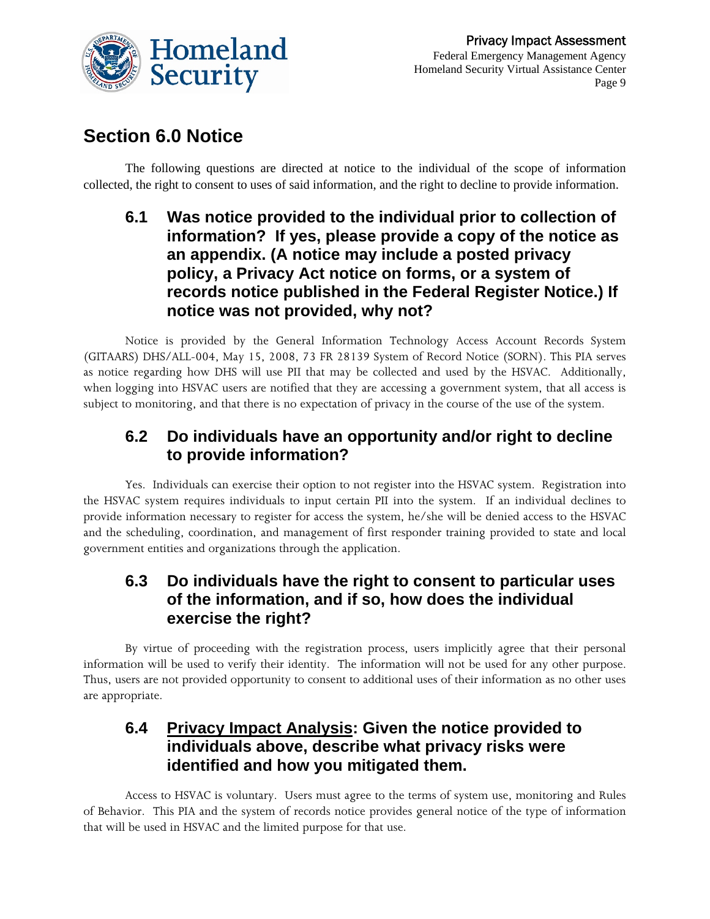## Section 6.0 Notice

The following questions are directed at notice to the individual of the scope of information collected, the right to consent to uses of said information, and the right to decline to provide information.

### 6.1 Was notice provided to the individual prior to collection of information? If yes, please provide a copy of the notice as an appendix. (A notice may include a posted privacy policy, a Privacy Act notice on forms, or a system of records notice published in the Federal Register Notice.) If notice was not provided, why not?

Notice is provided by the General Information Technology Access Account Records System (GITAARS) DHS/ALL-004, May 15, 2008, 73 FR 28139 System of Record Notice (SORN). This PIA serves as notice regarding how DHS will use PII that may be collected and used by the HSVAC. Additionally, when logging into HSVAC users are notified that they are accessing a government system, that all access is subject to monitoring, and that there is no expectation of privacy in the course of the use of the system.

### 6.2 Do individuals have an opportunity and/or right to decline to provide information?

Yes. Individuals can exercise their option to not register into the HSVAC system. Registration into the HSVAC system requires individuals to input certain PII into the system. If an individual declines to provide information necessary to register for access the system, he/she will be denied access to the HSVAC and the scheduling, coordination, and management of first responder training provided to state and local government entities and organizations through the application.

### 6.3 Do individuals have the right to consent to particular uses of the information, and if so, how does the individual exercise the right?

By virtue of proceeding with the registration process, users implicitly agree that their personal information will be used to verify their identity. The information will not be used for any other purpose. Thus, users are not provided opportunity to consent to additional uses of their information as no other uses are appropriate.

### 6.4 Privacy Impact Analysis: Given the notice provided to individuals above, describe what privacy risks were identified and how you mitigated them.

Access to HSVAC is voluntary. Users must agree to the terms of system use, monitoring and Rules of Behavior. This PIA and the system of records notice provides general notice of the type of information that will be used in HSVAC and the limited purpose for that use.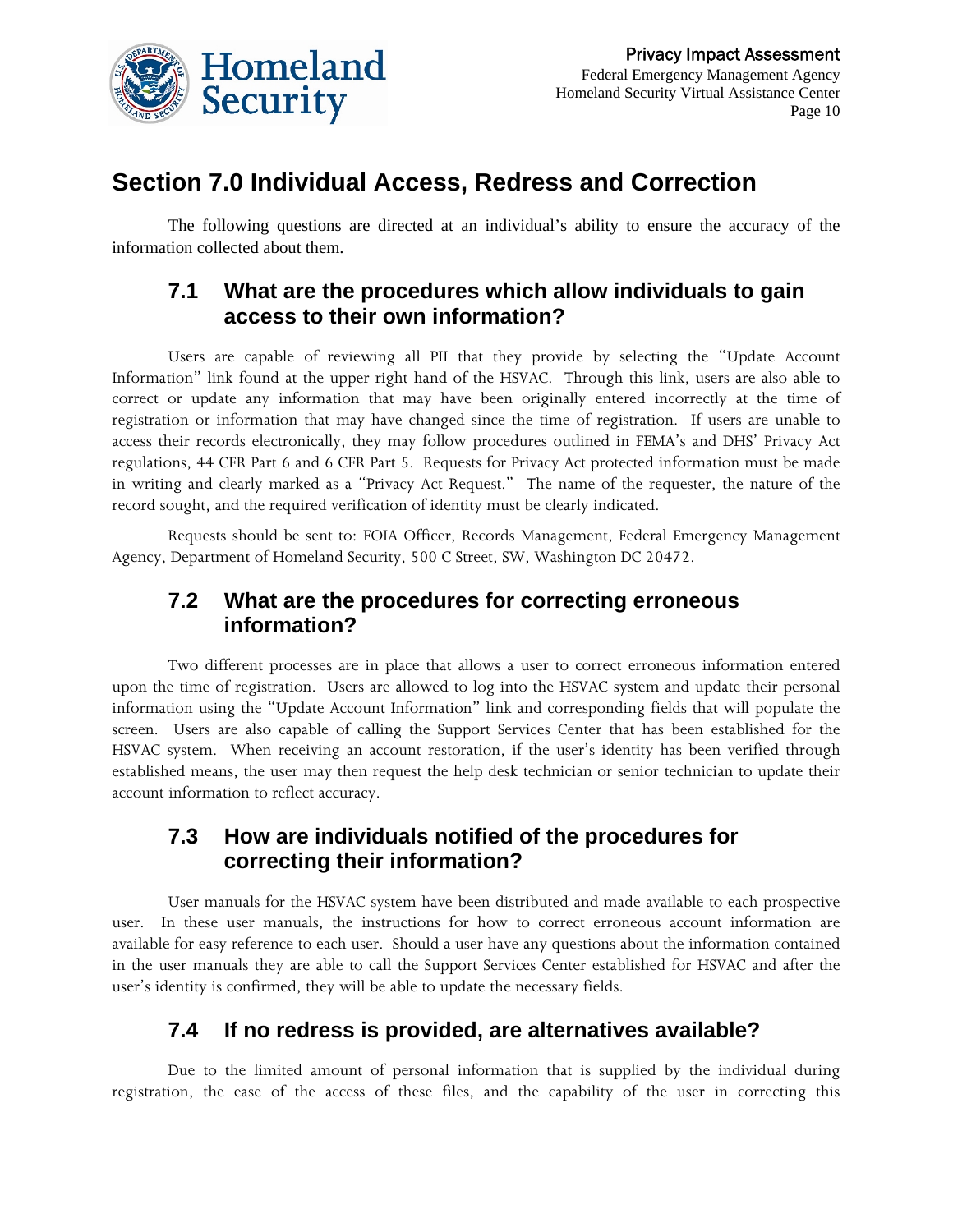## Section 7.0 Individual Access, Redress and Correction

The following questions are directed at an individual's ability to ensure the accuracy of the information collected about them.

### 7.1 What are the procedures which allow individuals to gain access to their own information?

Users are capable of reviewing all PII that they provide by selecting the "Update Account Information" link found at the upper right hand of the HSVAC. Through this link, users are also able to correct or update any information that may have been originally entered incorrectly at the time of registration or information that may have changed since the time of registration. If users are unable to access their records electronically, they may follow procedures outlined in FEMA's and DHS' Privacy Act regulations, 44 CFR Part 6 and 6 CFR Part 5. Requests for Privacy Act protected information must be made in writing and clearly marked as a "Privacy Act Request." The name of the requester, the nature of the record sought, and the required verification of identity must be clearly indicated.

Requests should be sent to: FOIA Officer, Records Management, Federal Emergency Management Agency, Department of Homeland Security, 500 C Street, SW, Washington DC 20472.

### 7.2 What are the procedures for correcting erroneous information?

Two different processes are in place that allows a user to correct erroneous information entered upon the time of registration. Users are allowed to log into the HSVAC system and update their personal information using the "Update Account Information" link and corresponding fields that will populate the screen. Users are also capable of calling the Support Services Center that has been established for the HSVAC system. When receiving an account restoration, if the user's identity has been verified through established means, the user may then request the help desk technician or senior technician to update their account information to reflect accuracy.

### 7.3 How are individuals notified of the procedures for correcting their information?

User manuals for the HSVAC system have been distributed and made available to each prospective user. In these user manuals, the instructions for how to correct erroneous account information are available for easy reference to each user. Should a user have any questions about the information contained in the user manuals they are able to call the Support Services Center established for HSVAC and after the user's identity is confirmed, they will be able to update the necessary fields.

### 7.4 If no redress is provided, are alternatives available?

Due to the limited amount of personal information that is supplied by the individual during registration, the ease of the access of these files, and the capability of the user in correcting this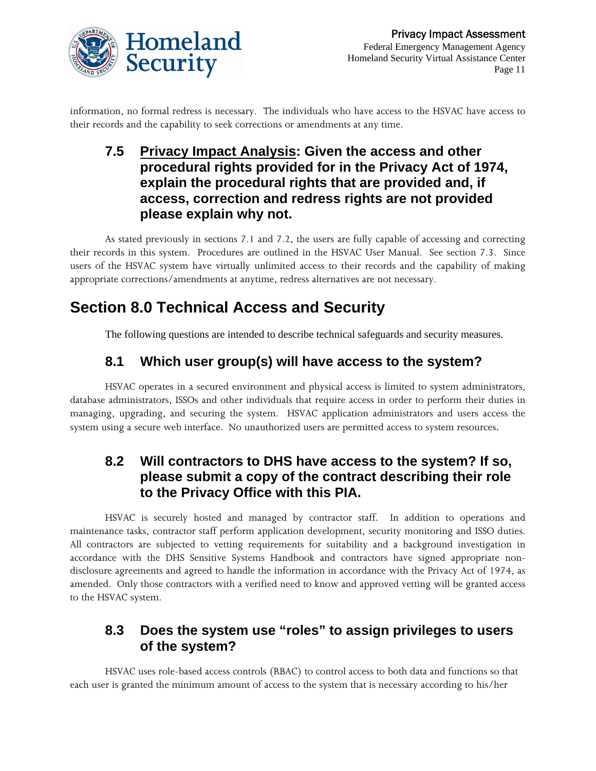information, no formal redress is necessary. The individuals who have access to the HSVAC have access to their records and the capability to seek corrections or amendments at any time.

### 7.5 Privacy Impact Analysis: Given the access and other procedural rights provided for in the Privacy Act of 1974, explain the procedural rights that are provided and, if access, correction and redress rights are not provided please explain why not.

As stated previously in sections 7.1 and 7.2, the users are fully capable of accessing and correcting their records in this system. Procedures are outlined in the HSVAC User Manual. See section 7.3. Since users of the HSVAC system have virtually unlimited access to their records and the capability of making appropriate corrections/amendments at anytime, redress alternatives are not necessary.

## Section 8.0 Technical Access and Security

The following questions are intended to describe technical safeguards and security measures.

### 8.1 Which user group(s) will have access to the system?

HSVAC operates in a secured environment and physical access is limited to system administrators, database administrators, ISSOs and other individuals that require access in order to perform their duties in managing, upgrading, and securing the system. HSVAC application administrators and users access the system using a secure web interface. No unauthorized users are permitted access to system resources.

### 8.2 Will contractors to DHS have access to the system? If so, please submit a copy of the contract describing their role to the Privacy Office with this PIA.

HSVAC is securely hosted and managed by contractor staff. In addition to operations and maintenance tasks, contractor staff perform application development, security monitoring and ISSO duties. All contractors are subjected to vetting requirements for suitability and a background investigation in accordance with the DHS Sensitive Systems Handbook and contractors have signed appropriate non-disclosure agreements and agreed to handle the information in accordance with the Privacy Act of 1974, as amended. Only those contractors with a verified need to know and approved vetting will be granted access to the HSVAC system.

### 8.3 Does the system use "roles" to assign privileges to users of the system?

HSVAC uses role-based access controls (RBAC) to control access to both data and functions so that each user is granted the minimum amount of access to the system that is necessary according to his/her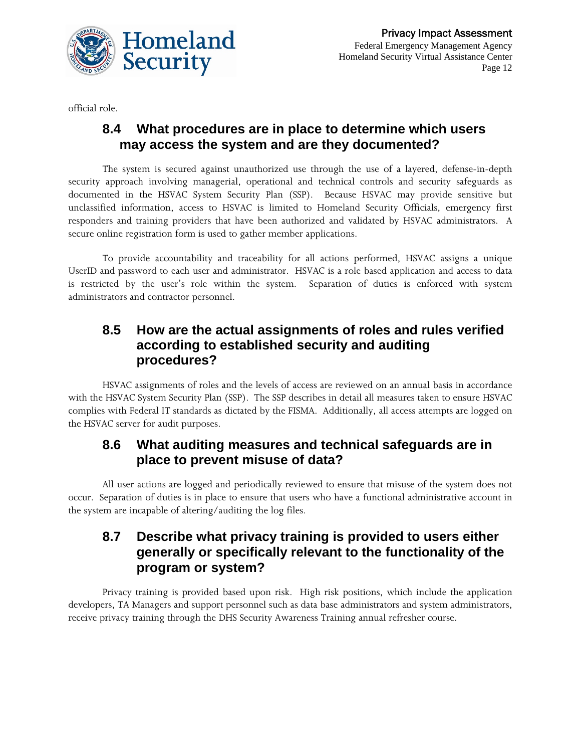official role.

## 8.4 What procedures are in place to determine which users may access the system and are they documented?

The system is secured against unauthorized use through the use of a layered, defense-in-depth security approach involving managerial, operational and technical controls and security safeguards as documented in the HSVAC System Security Plan (SSP). Because HSVAC may provide sensitive but unclassified information, access to HSVAC is limited to Homeland Security Officials, emergency first responders and training providers that have been authorized and validated by HSVAC administrators. A secure online registration form is used to gather member applications.

To provide accountability and traceability for all actions performed, HSVAC assigns a unique UserID and password to each user and administrator. HSVAC is a role based application and access to data is restricted by the user's role within the system. Separation of duties is enforced with system administrators and contractor personnel.

## 8.5 How are the actual assignments of roles and rules verified according to established security and auditing procedures?

HSVAC assignments of roles and the levels of access are reviewed on an annual basis in accordance with the HSVAC System Security Plan (SSP). The SSP describes in detail all measures taken to ensure HSVAC complies with Federal IT standards as dictated by the FISMA. Additionally, all access attempts are logged on the HSVAC server for audit purposes.

## 8.6 What auditing measures and technical safeguards are in place to prevent misuse of data?

All user actions are logged and periodically reviewed to ensure that misuse of the system does not occur. Separation of duties is in place to ensure that users who have a functional administrative account in the system are incapable of altering/auditing the log files.

## 8.7 Describe what privacy training is provided to users either generally or specifically relevant to the functionality of the program or system?

Privacy training is provided based upon risk. High risk positions, which include the application developers, TA Managers and support personnel such as data base administrators and system administrators, receive privacy training through the DHS Security Awareness Training annual refresher course.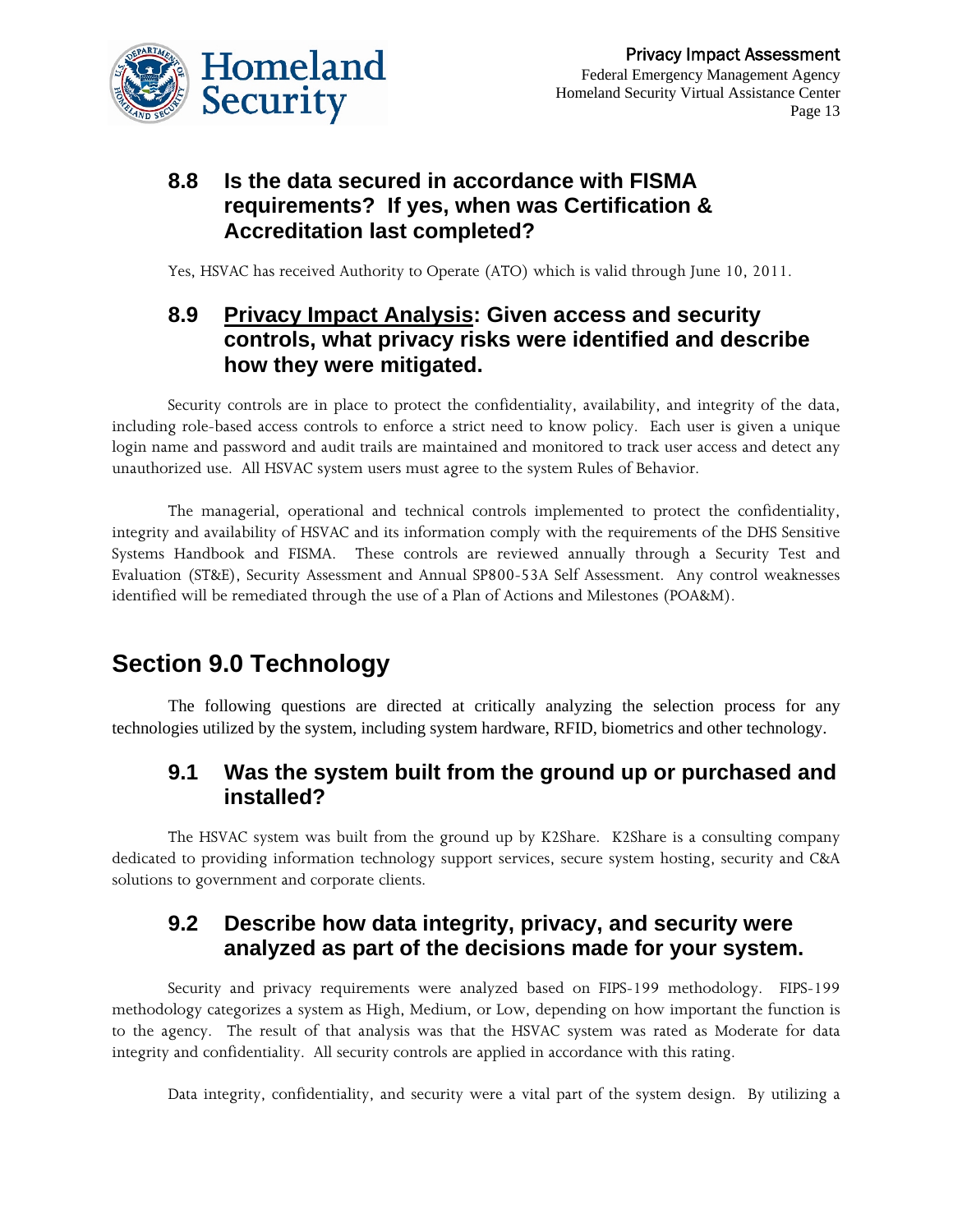### 8.8 Is the data secured in accordance with FISMA requirements? If yes, when was Certification & Accreditation last completed?

Yes, HSVAC has received Authority to Operate (ATO) which is valid through June 10, 2011.

### 8.9 <u>Privacy Impact Analysis</u>: Given access and security controls, what privacy risks were identified and describe how they were mitigated.

Security controls are in place to protect the confidentiality, availability, and integrity of the data, including role-based access controls to enforce a strict need to know policy. Each user is given a unique login name and password and audit trails are maintained and monitored to track user access and detect any unauthorized use. All HSVAC system users must agree to the system Rules of Behavior.

The managerial, operational and technical controls implemented to protect the confidentiality, integrity and availability of HSVAC and its information comply with the requirements of the DHS Sensitive Systems Handbook and FISMA. These controls are reviewed annually through a Security Test and Evaluation (ST&E), Security Assessment and Annual SP800-53A Self Assessment. Any control weaknesses identified will be remediated through the use of a Plan of Actions and Milestones (POA&M).

## Section 9.0 Technology

The following questions are directed at critically analyzing the selection process for any technologies utilized by the system, including system hardware, RFID, biometrics and other technology.

### 9.1 Was the system built from the ground up or purchased and installed?

The HSVAC system was built from the ground up by K2Share. K2Share is a consulting company dedicated to providing information technology support services, secure system hosting, security and C&A solutions to government and corporate clients.

### 9.2 Describe how data integrity, privacy, and security were analyzed as part of the decisions made for your system.

Security and privacy requirements were analyzed based on FIPS-199 methodology. FIPS-199 methodology categorizes a system as High, Medium, or Low, depending on how important the function is to the agency. The result of that analysis was that the HSVAC system was rated as Moderate for data integrity and confidentiality. All security controls are applied in accordance with this rating.

Data integrity, confidentiality, and security were a vital part of the system design. By utilizing a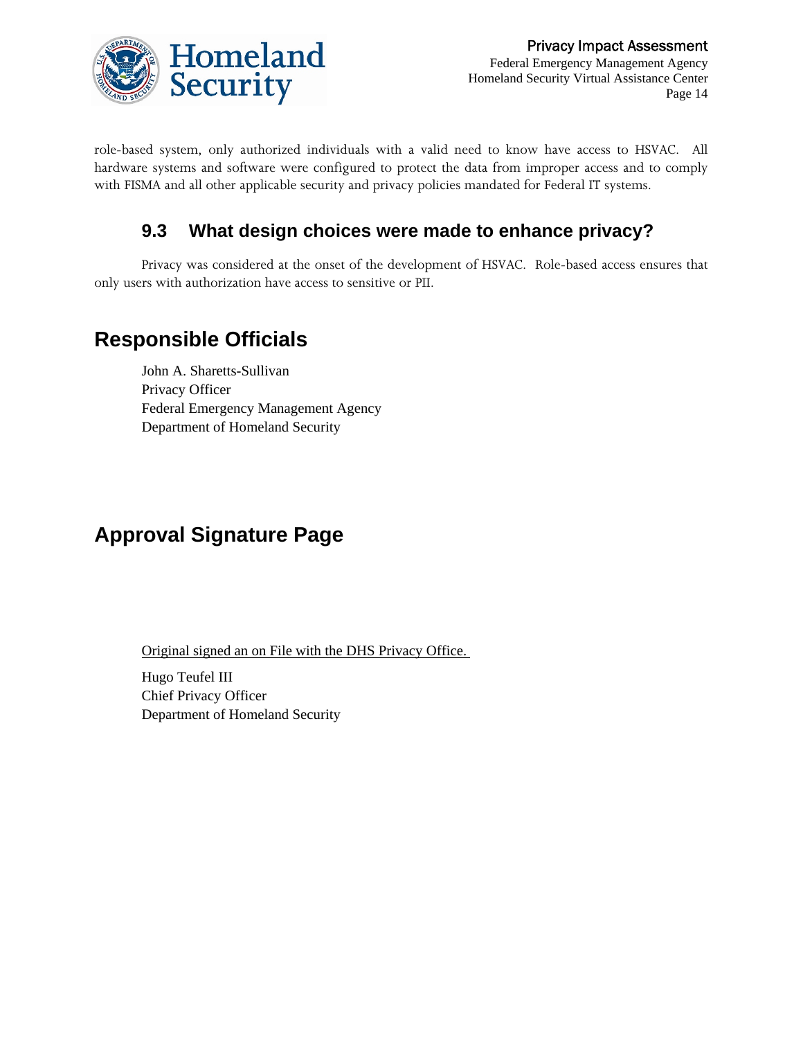role-based system, only authorized individuals with a valid need to know have access to HSVAC. All hardware systems and software were configured to protect the data from improper access and to comply with FISMA and all other applicable security and privacy policies mandated for Federal IT systems.

### 9.3 What design choices were made to enhance privacy?

Privacy was considered at the onset of the development of HSVAC. Role-based access ensures that only users with authorization have access to sensitive or PII.

## Responsible Officials

John A. Sharetts-Sullivan
Privacy Officer
Federal Emergency Management Agency
Department of Homeland Security

## Approval Signature Page

Original signed an on File with the DHS Privacy Office.

Hugo Teufel III
Chief Privacy Officer
Department of Homeland Security